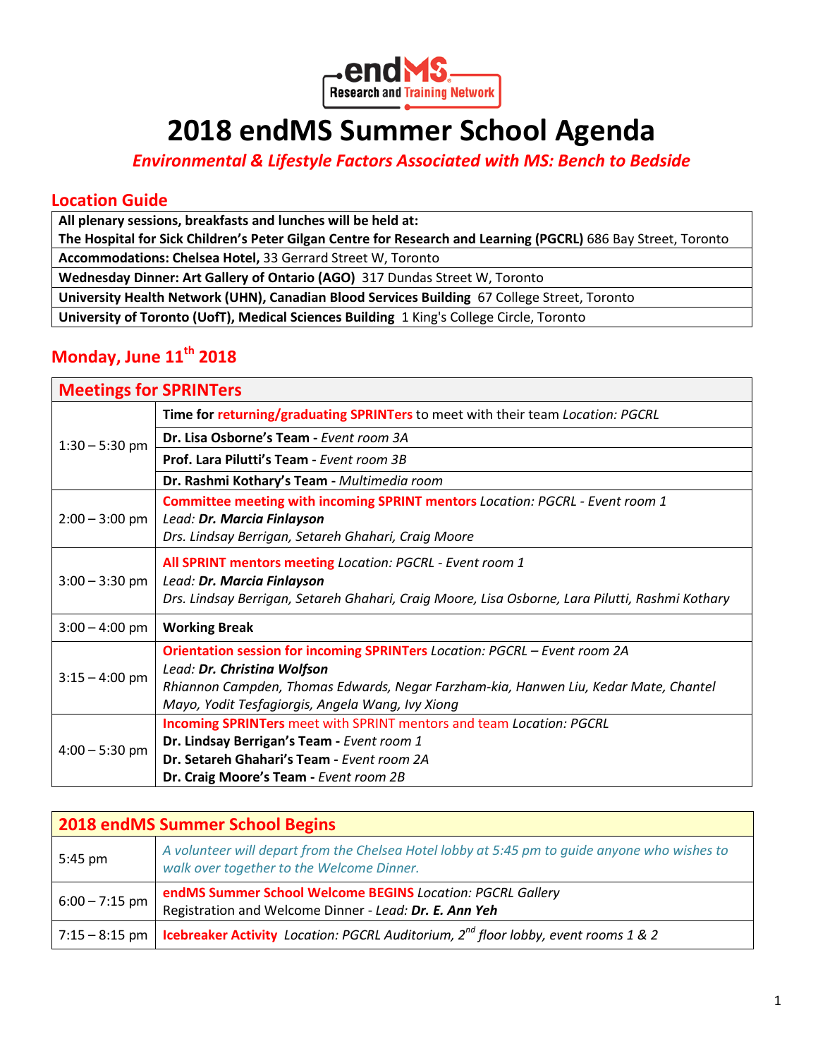# 2018 endMS Summer School Agenda

***Environmental & Lifestyle Factors Associated with MS: Bench to Bedside***

## Location Guide

| All plenary sessions, breakfasts and lunches will be held at: **The Hospital for Sick Children's Peter Gilgan Centre for Research and Learning (PGCRL)** 686 Bay Street, Toronto |
|---|
| **Accommodations: Chelsea Hotel,** 33 Gerrard Street W, Toronto |
| **Wednesday Dinner: Art Gallery of Ontario (AGO)** 317 Dundas Street W, Toronto |
| **University Health Network (UHN), Canadian Blood Services Building** 67 College Street, Toronto |
| **University of Toronto (UofT), Medical Sciences Building** 1 King's College Circle, Toronto |

## Monday, June 11th 2018

| Meetings for SPRINTers | |
|---|---|
| 1:30 – 5:30 pm | **Time for returning/graduating SPRINTers to meet with their team** *Location: PGCRL* |
| | **Dr. Lisa Osborne's Team -** *Event room 3A* |
| | **Prof. Lara Pilutti's Team -** *Event room 3B* |
| | **Dr. Rashmi Kothary's Team -** *Multimedia room* |
| 2:00 – 3:00 pm | **Committee meeting with incoming SPRINT mentors** *Location: PGCRL - Event room 1*<br>*Lead:* ***Dr. Marcia Finlayson***<br>*Drs. Lindsay Berrigan, Setareh Ghahari, Craig Moore* |
| 3:00 – 3:30 pm | **All SPRINT mentors meeting** *Location: PGCRL - Event room 1*<br>*Lead:* ***Dr. Marcia Finlayson***<br>*Drs. Lindsay Berrigan, Setareh Ghahari, Craig Moore, Lisa Osborne, Lara Pilutti, Rashmi Kothary* |
| 3:00 – 4:00 pm | **Working Break** |
| 3:15 – 4:00 pm | **Orientation session for incoming SPRINTers** *Location: PGCRL – Event room 2A*<br>*Lead:* ***Dr. Christina Wolfson***<br>*Rhiannon Campden, Thomas Edwards, Negar Farzham-kia, Hanwen Liu, Kedar Mate, Chantel Mayo, Yodit Tesfagiorgis, Angela Wang, Ivy Xiong* |
| 4:00 – 5:30 pm | **Incoming SPRINTers** meet with SPRINT mentors and team *Location: PGCRL*<br>**Dr. Lindsay Berrigan's Team -** *Event room 1*<br>**Dr. Setareh Ghahari's Team -** *Event room 2A*<br>**Dr. Craig Moore's Team -** *Event room 2B* |

| 2018 endMS Summer School Begins | |
|---|---|
| 5:45 pm | *A volunteer will depart from the Chelsea Hotel lobby at 5:45 pm to guide anyone who wishes to walk over together to the Welcome Dinner.* |
| 6:00 – 7:15 pm | **endMS Summer School Welcome BEGINS** *Location: PGCRL Gallery*<br>Registration and Welcome Dinner - *Lead:* ***Dr. E. Ann Yeh*** |
| 7:15 – 8:15 pm | **Icebreaker Activity** *Location: PGCRL Auditorium, 2nd floor lobby, event rooms 1 & 2* |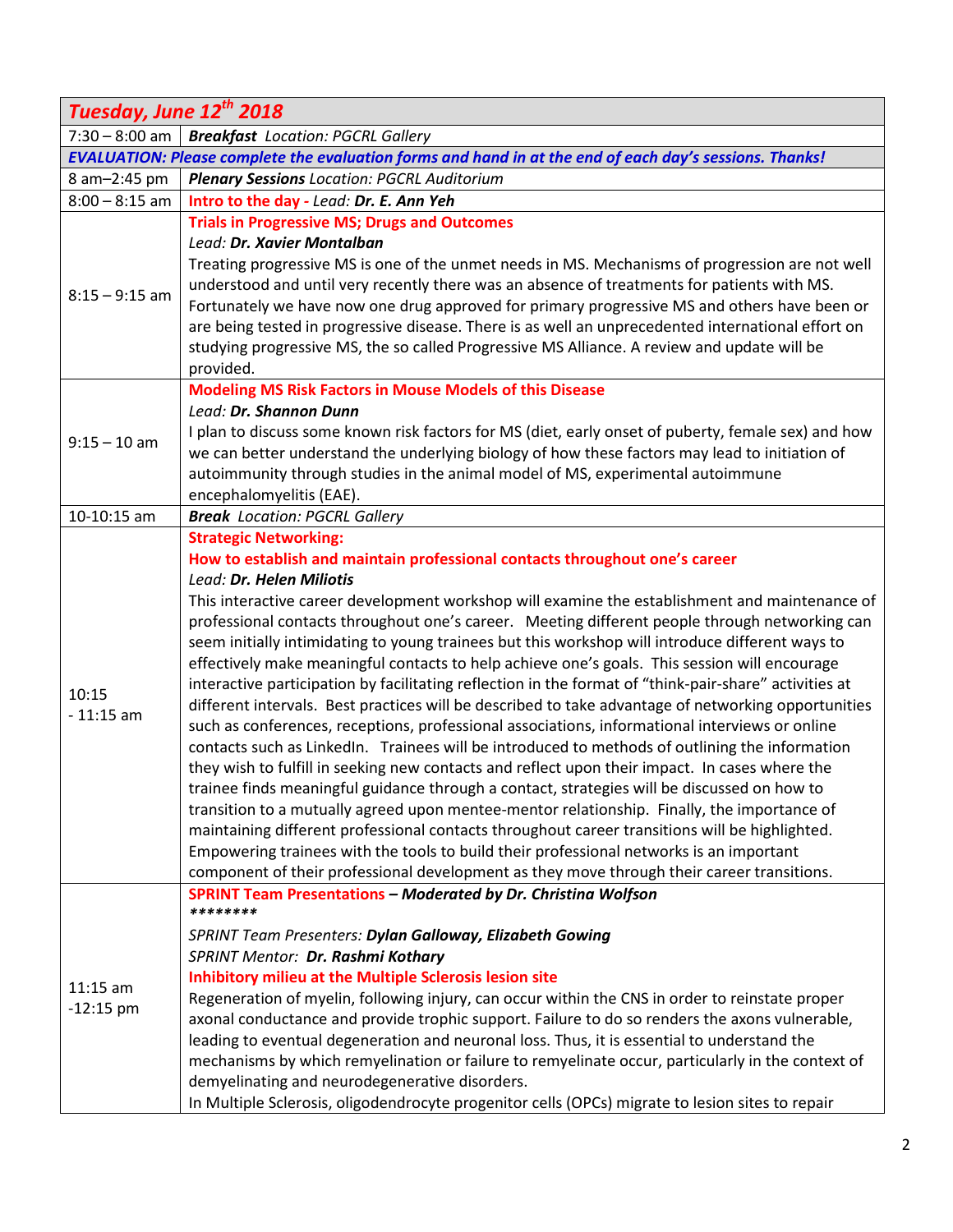| *Tuesday, June 12th 2018* | |
|---|---|
| 7:30 – 8:00 am | ***Breakfast*** *Location: PGCRL Gallery* |
| ***EVALUATION: Please complete the evaluation forms and hand in at the end of each day's sessions. Thanks!*** | |
| 8 am–2:45 pm | ***Plenary Sessions*** *Location: PGCRL Auditorium* |
| 8:00 – 8:15 am | **Intro to the day** - *Lead:* ***Dr. E. Ann Yeh*** |
| 8:15 – 9:15 am | **Trials in Progressive MS; Drugs and Outcomes**<br>*Lead:* ***Dr. Xavier Montalban***<br>Treating progressive MS is one of the unmet needs in MS. Mechanisms of progression are not well understood and until very recently there was an absence of treatments for patients with MS. Fortunately we have now one drug approved for primary progressive MS and others have been or are being tested in progressive disease. There is as well an unprecedented international effort on studying progressive MS, the so called Progressive MS Alliance. A review and update will be provided. |
| 9:15 – 10 am | **Modeling MS Risk Factors in Mouse Models of this Disease**<br>*Lead:* ***Dr. Shannon Dunn***<br>I plan to discuss some known risk factors for MS (diet, early onset of puberty, female sex) and how we can better understand the underlying biology of how these factors may lead to initiation of autoimmunity through studies in the animal model of MS, experimental autoimmune encephalomyelitis (EAE). |
| 10-10:15 am | ***Break*** *Location: PGCRL Gallery* |
| 10:15 - 11:15 am | **Strategic Networking:**<br>**How to establish and maintain professional contacts throughout one's career**<br>*Lead:* ***Dr. Helen Miliotis***<br>This interactive career development workshop will examine the establishment and maintenance of professional contacts throughout one's career. Meeting different people through networking can seem initially intimidating to young trainees but this workshop will introduce different ways to effectively make meaningful contacts to help achieve one's goals. This session will encourage interactive participation by facilitating reflection in the format of "think-pair-share" activities at different intervals. Best practices will be described to take advantage of networking opportunities such as conferences, receptions, professional associations, informational interviews or online contacts such as LinkedIn. Trainees will be introduced to methods of outlining the information they wish to fulfill in seeking new contacts and reflect upon their impact. In cases where the trainee finds meaningful guidance through a contact, strategies will be discussed on how to transition to a mutually agreed upon mentee-mentor relationship. Finally, the importance of maintaining different professional contacts throughout career transitions will be highlighted. Empowering trainees with the tools to build their professional networks is an important component of their professional development as they move through their career transitions. |
| 11:15 am -12:15 pm | **SPRINT Team Presentations** – ***Moderated by Dr. Christina Wolfson***<br>********<br>*SPRINT Team Presenters:* ***Dylan Galloway, Elizabeth Gowing***<br>*SPRINT Mentor:* ***Dr. Rashmi Kothary***<br>**Inhibitory milieu at the Multiple Sclerosis lesion site**<br>Regeneration of myelin, following injury, can occur within the CNS in order to reinstate proper axonal conductance and provide trophic support. Failure to do so renders the axons vulnerable, leading to eventual degeneration and neuronal loss. Thus, it is essential to understand the mechanisms by which remyelination or failure to remyelinate occur, particularly in the context of demyelinating and neurodegenerative disorders.<br>In Multiple Sclerosis, oligodendrocyte progenitor cells (OPCs) migrate to lesion sites to repair |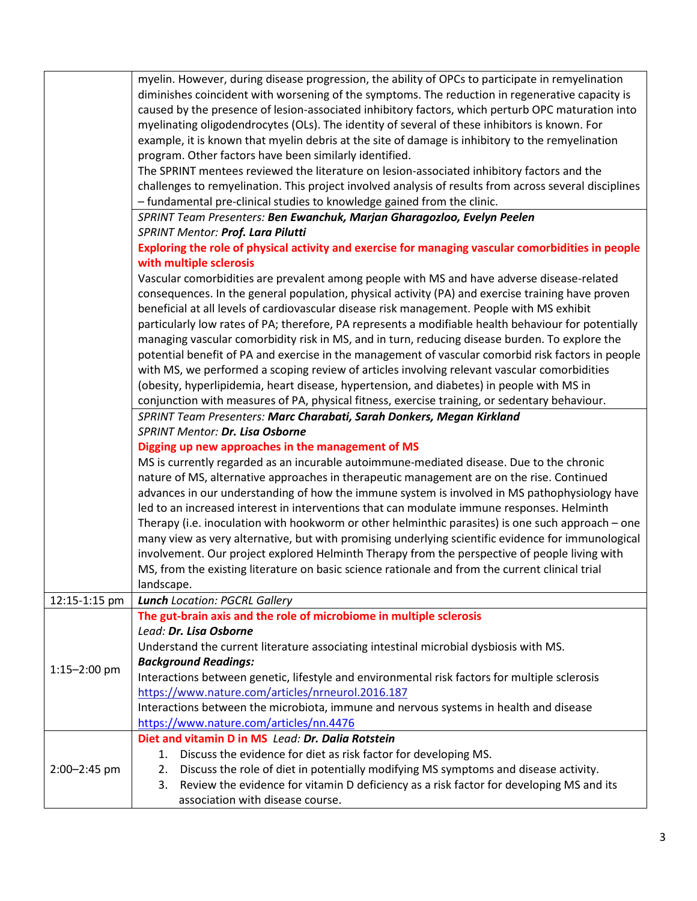| | |
|---|---|
| | myelin. However, during disease progression, the ability of OPCs to participate in remyelination diminishes coincident with worsening of the symptoms. The reduction in regenerative capacity is caused by the presence of lesion-associated inhibitory factors, which perturb OPC maturation into myelinating oligodendrocytes (OLs). The identity of several of these inhibitors is known. For example, it is known that myelin debris at the site of damage is inhibitory to the remyelination program. Other factors have been similarly identified.<br>The SPRINT mentees reviewed the literature on lesion-associated inhibitory factors and the challenges to remyelination. This project involved analysis of results from across several disciplines – fundamental pre-clinical studies to knowledge gained from the clinic. |
| | *SPRINT Team Presenters:* ***Ben Ewanchuk, Marjan Gharagozloo, Evelyn Peelen***<br>*SPRINT Mentor:* ***Prof. Lara Pilutti***<br>**Exploring the role of physical activity and exercise for managing vascular comorbidities in people with multiple sclerosis**<br>Vascular comorbidities are prevalent among people with MS and have adverse disease-related consequences. In the general population, physical activity (PA) and exercise training have proven beneficial at all levels of cardiovascular disease risk management. People with MS exhibit particularly low rates of PA; therefore, PA represents a modifiable health behaviour for potentially managing vascular comorbidity risk in MS, and in turn, reducing disease burden. To explore the potential benefit of PA and exercise in the management of vascular comorbid risk factors in people with MS, we performed a scoping review of articles involving relevant vascular comorbidities (obesity, hyperlipidemia, heart disease, hypertension, and diabetes) in people with MS in conjunction with measures of PA, physical fitness, exercise training, or sedentary behaviour. |
| | *SPRINT Team Presenters:* ***Marc Charabati, Sarah Donkers, Megan Kirkland***<br>*SPRINT Mentor:* ***Dr. Lisa Osborne***<br>**Digging up new approaches in the management of MS**<br>MS is currently regarded as an incurable autoimmune-mediated disease. Due to the chronic nature of MS, alternative approaches in therapeutic management are on the rise. Continued advances in our understanding of how the immune system is involved in MS pathophysiology have led to an increased interest in interventions that can modulate immune responses. Helminth Therapy (i.e. inoculation with hookworm or other helminthic parasites) is one such approach – one many view as very alternative, but with promising underlying scientific evidence for immunological involvement. Our project explored Helminth Therapy from the perspective of people living with MS, from the existing literature on basic science rationale and from the current clinical trial landscape. |
| 12:15-1:15 pm | ***Lunch*** *Location: PGCRL Gallery* |
| 1:15–2:00 pm | **The gut-brain axis and the role of microbiome in multiple sclerosis**<br>*Lead:* ***Dr. Lisa Osborne***<br>Understand the current literature associating intestinal microbial dysbiosis with MS.<br>***Background Readings:***<br>Interactions between genetic, lifestyle and environmental risk factors for multiple sclerosis<br>https://www.nature.com/articles/nrneurol.2016.187<br>Interactions between the microbiota, immune and nervous systems in health and disease<br>https://www.nature.com/articles/nn.4476 |
| 2:00–2:45 pm | **Diet and vitamin D in MS** *Lead:* ***Dr. Dalia Rotstein***<br>1. Discuss the evidence for diet as risk factor for developing MS.<br>2. Discuss the role of diet in potentially modifying MS symptoms and disease activity.<br>3. Review the evidence for vitamin D deficiency as a risk factor for developing MS and its association with disease course. |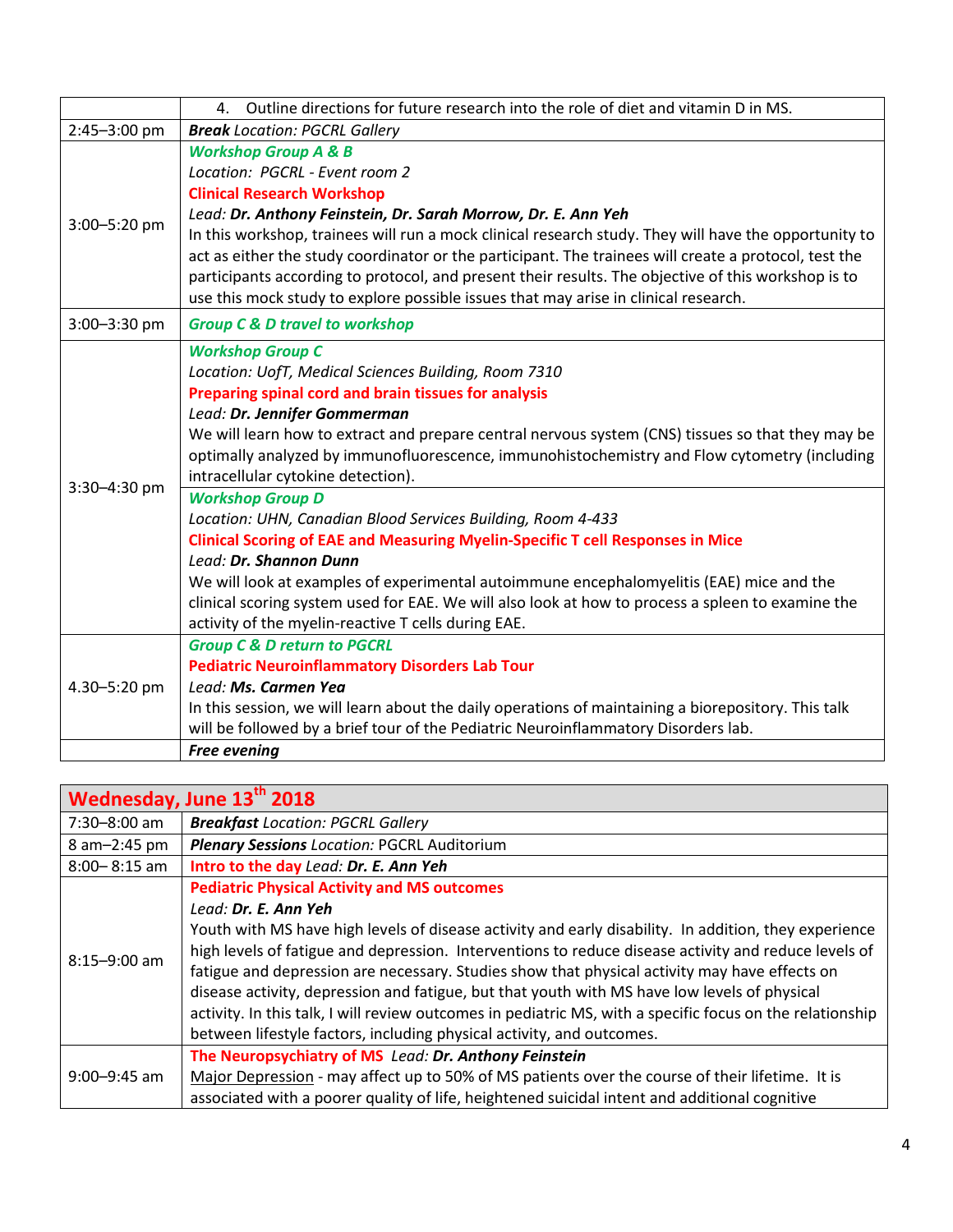| | |
|---|---|
| | 4. Outline directions for future research into the role of diet and vitamin D in MS. |
| 2:45–3:00 pm | ***Break*** *Location: PGCRL Gallery* |
| 3:00–5:20 pm | ***Workshop Group A & B***<br>*Location: PGCRL - Event room 2*<br>**Clinical Research Workshop**<br>*Lead:* ***Dr. Anthony Feinstein, Dr. Sarah Morrow, Dr. E. Ann Yeh***<br>In this workshop, trainees will run a mock clinical research study. They will have the opportunity to act as either the study coordinator or the participant. The trainees will create a protocol, test the participants according to protocol, and present their results. The objective of this workshop is to use this mock study to explore possible issues that may arise in clinical research. |
| 3:00–3:30 pm | ***Group C & D travel to workshop*** |
| 3:30–4:30 pm | ***Workshop Group C***<br>*Location: UofT, Medical Sciences Building, Room 7310*<br>**Preparing spinal cord and brain tissues for analysis**<br>*Lead:* ***Dr. Jennifer Gommerman***<br>We will learn how to extract and prepare central nervous system (CNS) tissues so that they may be optimally analyzed by immunofluorescence, immunohistochemistry and Flow cytometry (including intracellular cytokine detection). |
| | ***Workshop Group D***<br>*Location: UHN, Canadian Blood Services Building, Room 4-433*<br>**Clinical Scoring of EAE and Measuring Myelin-Specific T cell Responses in Mice**<br>*Lead:* ***Dr. Shannon Dunn***<br>We will look at examples of experimental autoimmune encephalomyelitis (EAE) mice and the clinical scoring system used for EAE. We will also look at how to process a spleen to examine the activity of the myelin-reactive T cells during EAE. |
| 4.30–5:20 pm | ***Group C & D return to PGCRL***<br>**Pediatric Neuroinflammatory Disorders Lab Tour**<br>*Lead:* ***Ms. Carmen Yea***<br>In this session, we will learn about the daily operations of maintaining a biorepository. This talk will be followed by a brief tour of the Pediatric Neuroinflammatory Disorders lab. |
| | ***Free evening*** |

| **Wednesday, June 13th 2018** | |
|---|---|
| 7:30–8:00 am | ***Breakfast*** *Location: PGCRL Gallery* |
| 8 am–2:45 pm | ***Plenary Sessions*** *Location:* PGCRL Auditorium |
| 8:00– 8:15 am | **Intro to the day** *Lead:* ***Dr. E. Ann Yeh*** |
| 8:15–9:00 am | **Pediatric Physical Activity and MS outcomes**<br>*Lead:* ***Dr. E. Ann Yeh***<br>Youth with MS have high levels of disease activity and early disability. In addition, they experience high levels of fatigue and depression. Interventions to reduce disease activity and reduce levels of fatigue and depression are necessary. Studies show that physical activity may have effects on disease activity, depression and fatigue, but that youth with MS have low levels of physical activity. In this talk, I will review outcomes in pediatric MS, with a specific focus on the relationship between lifestyle factors, including physical activity, and outcomes. |
| 9:00–9:45 am | **The Neuropsychiatry of MS** *Lead:* ***Dr. Anthony Feinstein***<br>Major Depression - may affect up to 50% of MS patients over the course of their lifetime. It is associated with a poorer quality of life, heightened suicidal intent and additional cognitive |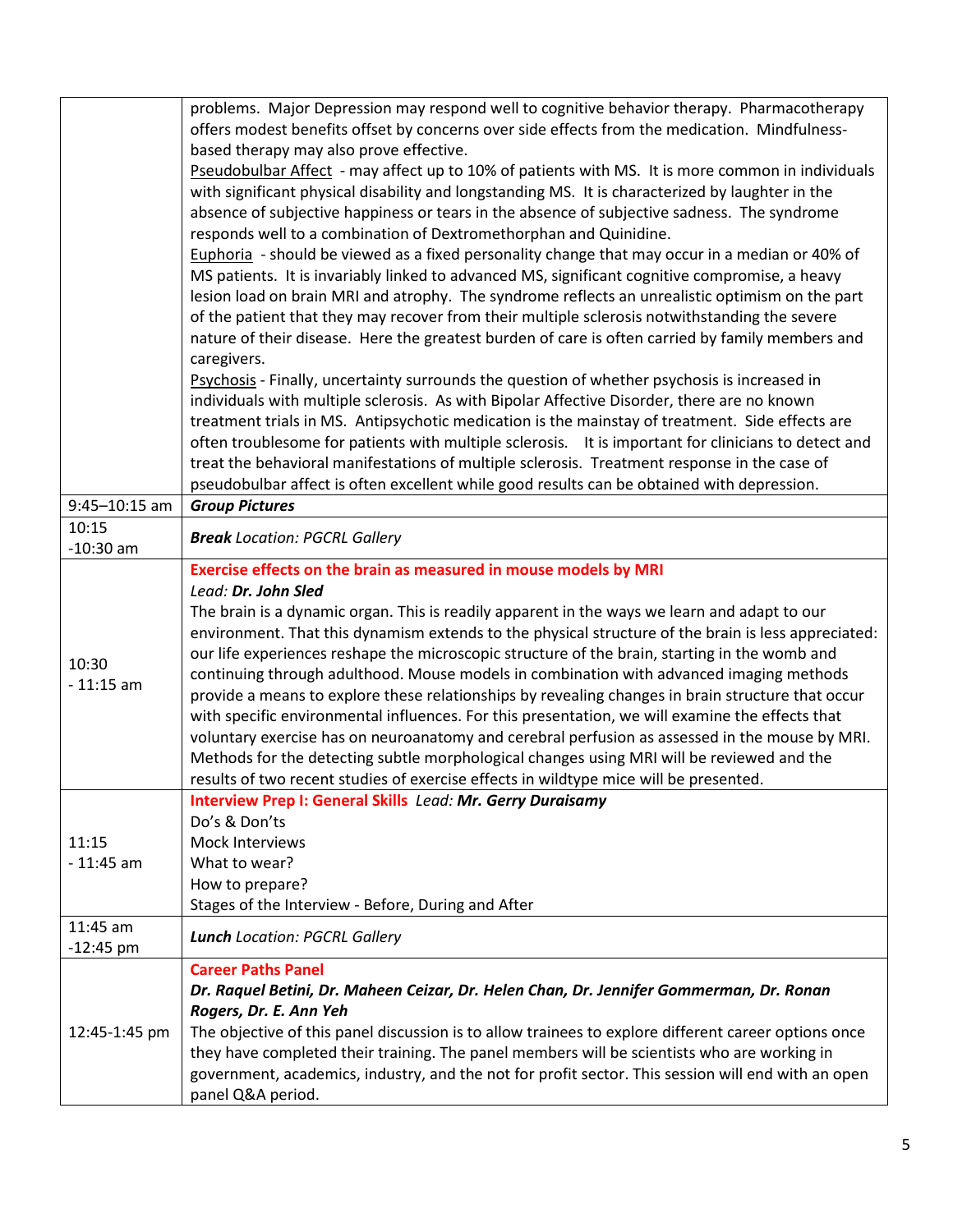| | |
|---|---|
| | problems. Major Depression may respond well to cognitive behavior therapy. Pharmacotherapy offers modest benefits offset by concerns over side effects from the medication. Mindfulness-based therapy may also prove effective.<br>Pseudobulbar Affect - may affect up to 10% of patients with MS. It is more common in individuals with significant physical disability and longstanding MS. It is characterized by laughter in the absence of subjective happiness or tears in the absence of subjective sadness. The syndrome responds well to a combination of Dextromethorphan and Quinidine.<br>Euphoria - should be viewed as a fixed personality change that may occur in a median or 40% of MS patients. It is invariably linked to advanced MS, significant cognitive compromise, a heavy lesion load on brain MRI and atrophy. The syndrome reflects an unrealistic optimism on the part of the patient that they may recover from their multiple sclerosis notwithstanding the severe nature of their disease. Here the greatest burden of care is often carried by family members and caregivers.<br>Psychosis - Finally, uncertainty surrounds the question of whether psychosis is increased in individuals with multiple sclerosis. As with Bipolar Affective Disorder, there are no known treatment trials in MS. Antipsychotic medication is the mainstay of treatment. Side effects are often troublesome for patients with multiple sclerosis. It is important for clinicians to detect and treat the behavioral manifestations of multiple sclerosis. Treatment response in the case of pseudobulbar affect is often excellent while good results can be obtained with depression. |
| 9:45–10:15 am | ***Group Pictures*** |
| 10:15 -10:30 am | ***Break*** *Location: PGCRL Gallery* |
| 10:30 - 11:15 am | **Exercise effects on the brain as measured in mouse models by MRI**<br>*Lead:* ***Dr. John Sled***<br>The brain is a dynamic organ. This is readily apparent in the ways we learn and adapt to our environment. That this dynamism extends to the physical structure of the brain is less appreciated: our life experiences reshape the microscopic structure of the brain, starting in the womb and continuing through adulthood. Mouse models in combination with advanced imaging methods provide a means to explore these relationships by revealing changes in brain structure that occur with specific environmental influences. For this presentation, we will examine the effects that voluntary exercise has on neuroanatomy and cerebral perfusion as assessed in the mouse by MRI. Methods for the detecting subtle morphological changes using MRI will be reviewed and the results of two recent studies of exercise effects in wildtype mice will be presented. |
| 11:15 - 11:45 am | **Interview Prep I: General Skills** *Lead:* ***Mr. Gerry Duraisamy***<br>Do's & Don'ts<br>Mock Interviews<br>What to wear?<br>How to prepare?<br>Stages of the Interview - Before, During and After |
| 11:45 am -12:45 pm | ***Lunch*** *Location: PGCRL Gallery* |
| 12:45-1:45 pm | **Career Paths Panel**<br>***Dr. Raquel Betini, Dr. Maheen Ceizar, Dr. Helen Chan, Dr. Jennifer Gommerman, Dr. Ronan Rogers, Dr. E. Ann Yeh***<br>The objective of this panel discussion is to allow trainees to explore different career options once they have completed their training. The panel members will be scientists who are working in government, academics, industry, and the not for profit sector. This session will end with an open panel Q&A period. |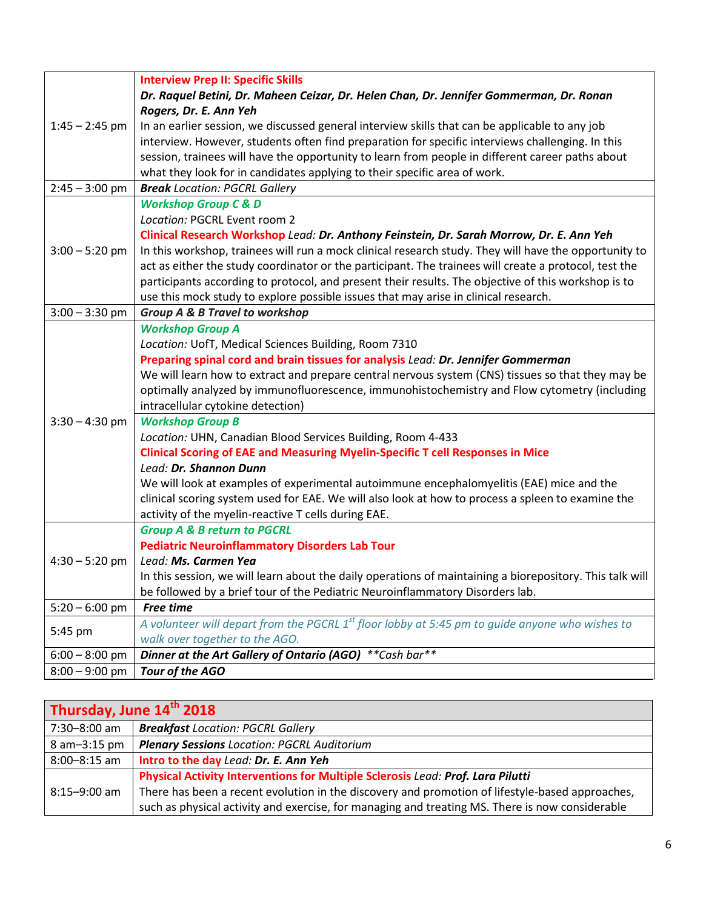| | |
|---|---|
| 1:45 – 2:45 pm | **Interview Prep II: Specific Skills** ***Dr. Raquel Betini, Dr. Maheen Ceizar, Dr. Helen Chan, Dr. Jennifer Gommerman, Dr. Ronan Rogers, Dr. E. Ann Yeh*** In an earlier session, we discussed general interview skills that can be applicable to any job interview. However, students often find preparation for specific interviews challenging. In this session, trainees will have the opportunity to learn from people in different career paths about what they look for in candidates applying to their specific area of work. |
| 2:45 – 3:00 pm | ***Break*** *Location: PGCRL Gallery* |
| 3:00 – 5:20 pm | ***Workshop Group C & D*** *Location:* PGCRL Event room 2 **Clinical Research Workshop** *Lead:* ***Dr. Anthony Feinstein, Dr. Sarah Morrow, Dr. E. Ann Yeh*** In this workshop, trainees will run a mock clinical research study. They will have the opportunity to act as either the study coordinator or the participant. The trainees will create a protocol, test the participants according to protocol, and present their results. The objective of this workshop is to use this mock study to explore possible issues that may arise in clinical research. |
| 3:00 – 3:30 pm | ***Group A & B Travel to workshop*** |
| 3:30 – 4:30 pm | ***Workshop Group A*** *Location:* UofT, Medical Sciences Building, Room 7310 **Preparing spinal cord and brain tissues for analysis** *Lead:* ***Dr. Jennifer Gommerman*** We will learn how to extract and prepare central nervous system (CNS) tissues so that they may be optimally analyzed by immunofluorescence, immunohistochemistry and Flow cytometry (including intracellular cytokine detection) |
| | ***Workshop Group B*** *Location:* UHN, Canadian Blood Services Building, Room 4-433 **Clinical Scoring of EAE and Measuring Myelin-Specific T cell Responses in Mice** *Lead:* ***Dr. Shannon Dunn*** We will look at examples of experimental autoimmune encephalomyelitis (EAE) mice and the clinical scoring system used for EAE. We will also look at how to process a spleen to examine the activity of the myelin-reactive T cells during EAE. |
| 4:30 – 5:20 pm | ***Group A & B return to PGCRL*** **Pediatric Neuroinflammatory Disorders Lab Tour** *Lead:* ***Ms. Carmen Yea*** In this session, we will learn about the daily operations of maintaining a biorepository. This talk will be followed by a brief tour of the Pediatric Neuroinflammatory Disorders lab. |
| 5:20 – 6:00 pm | ***Free time*** |
| 5:45 pm | *A volunteer will depart from the PGCRL 1st floor lobby at 5:45 pm to guide anyone who wishes to walk over together to the AGO.* |
| 6:00 – 8:00 pm | ***Dinner at the Art Gallery of Ontario (AGO)*** *\*\*Cash bar\*\** |
| 8:00 – 9:00 pm | ***Tour of the AGO*** |

## Thursday, June 14th 2018

| | |
|---|---|
| 7:30–8:00 am | ***Breakfast*** *Location: PGCRL Gallery* |
| 8 am–3:15 pm | ***Plenary Sessions*** *Location: PGCRL Auditorium* |
| 8:00–8:15 am | **Intro to the day** *Lead:* ***Dr. E. Ann Yeh*** |
| 8:15–9:00 am | **Physical Activity Interventions for Multiple Sclerosis** *Lead:* ***Prof. Lara Pilutti*** There has been a recent evolution in the discovery and promotion of lifestyle-based approaches, such as physical activity and exercise, for managing and treating MS. There is now considerable |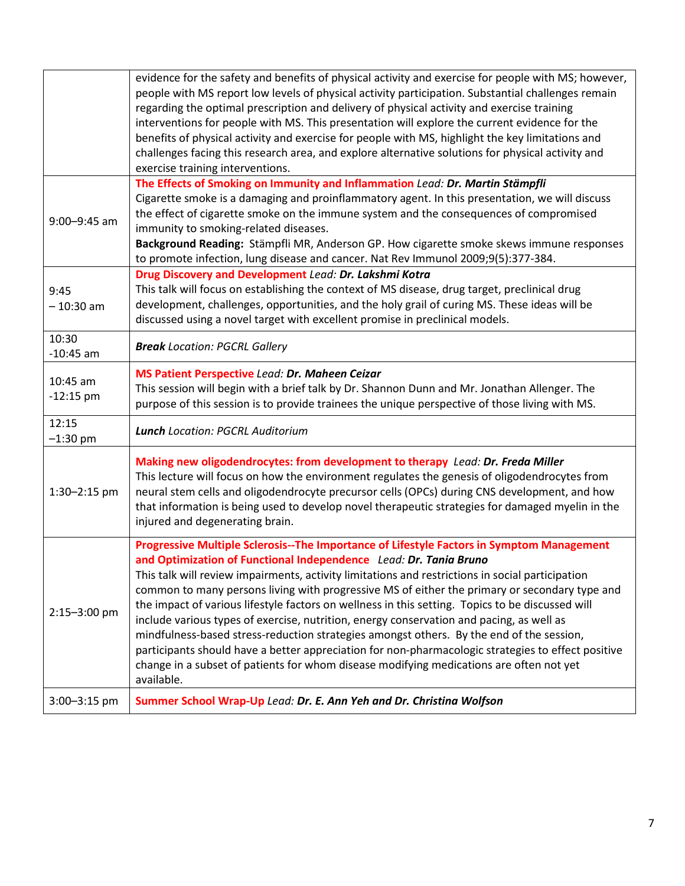| | |
|---|---|
| | evidence for the safety and benefits of physical activity and exercise for people with MS; however, people with MS report low levels of physical activity participation. Substantial challenges remain regarding the optimal prescription and delivery of physical activity and exercise training interventions for people with MS. This presentation will explore the current evidence for the benefits of physical activity and exercise for people with MS, highlight the key limitations and challenges facing this research area, and explore alternative solutions for physical activity and exercise training interventions. |
| 9:00–9:45 am | **The Effects of Smoking on Immunity and Inflammation** *Lead:* ***Dr. Martin Stämpfli*** Cigarette smoke is a damaging and proinflammatory agent. In this presentation, we will discuss the effect of cigarette smoke on the immune system and the consequences of compromised immunity to smoking-related diseases. **Background Reading:** Stämpfli MR, Anderson GP. How cigarette smoke skews immune responses to promote infection, lung disease and cancer. Nat Rev Immunol 2009;9(5):377-384. |
| 9:45 – 10:30 am | **Drug Discovery and Development** *Lead:* ***Dr. Lakshmi Kotra*** This talk will focus on establishing the context of MS disease, drug target, preclinical drug development, challenges, opportunities, and the holy grail of curing MS. These ideas will be discussed using a novel target with excellent promise in preclinical models. |
| 10:30 -10:45 am | ***Break*** *Location: PGCRL Gallery* |
| 10:45 am -12:15 pm | **MS Patient Perspective** *Lead:* ***Dr. Maheen Ceizar*** This session will begin with a brief talk by Dr. Shannon Dunn and Mr. Jonathan Allenger. The purpose of this session is to provide trainees the unique perspective of those living with MS. |
| 12:15 –1:30 pm | ***Lunch*** *Location: PGCRL Auditorium* |
| 1:30–2:15 pm | **Making new oligodendrocytes: from development to therapy** *Lead:* ***Dr. Freda Miller*** This lecture will focus on how the environment regulates the genesis of oligodendrocytes from neural stem cells and oligodendrocyte precursor cells (OPCs) during CNS development, and how that information is being used to develop novel therapeutic strategies for damaged myelin in the injured and degenerating brain. |
| 2:15–3:00 pm | **Progressive Multiple Sclerosis--The Importance of Lifestyle Factors in Symptom Management and Optimization of Functional Independence** *Lead:* ***Dr. Tania Bruno*** This talk will review impairments, activity limitations and restrictions in social participation common to many persons living with progressive MS of either the primary or secondary type and the impact of various lifestyle factors on wellness in this setting. Topics to be discussed will include various types of exercise, nutrition, energy conservation and pacing, as well as mindfulness-based stress-reduction strategies amongst others. By the end of the session, participants should have a better appreciation for non-pharmacologic strategies to effect positive change in a subset of patients for whom disease modifying medications are often not yet available. |
| 3:00–3:15 pm | **Summer School Wrap-Up** *Lead:* ***Dr. E. Ann Yeh and Dr. Christina Wolfson*** |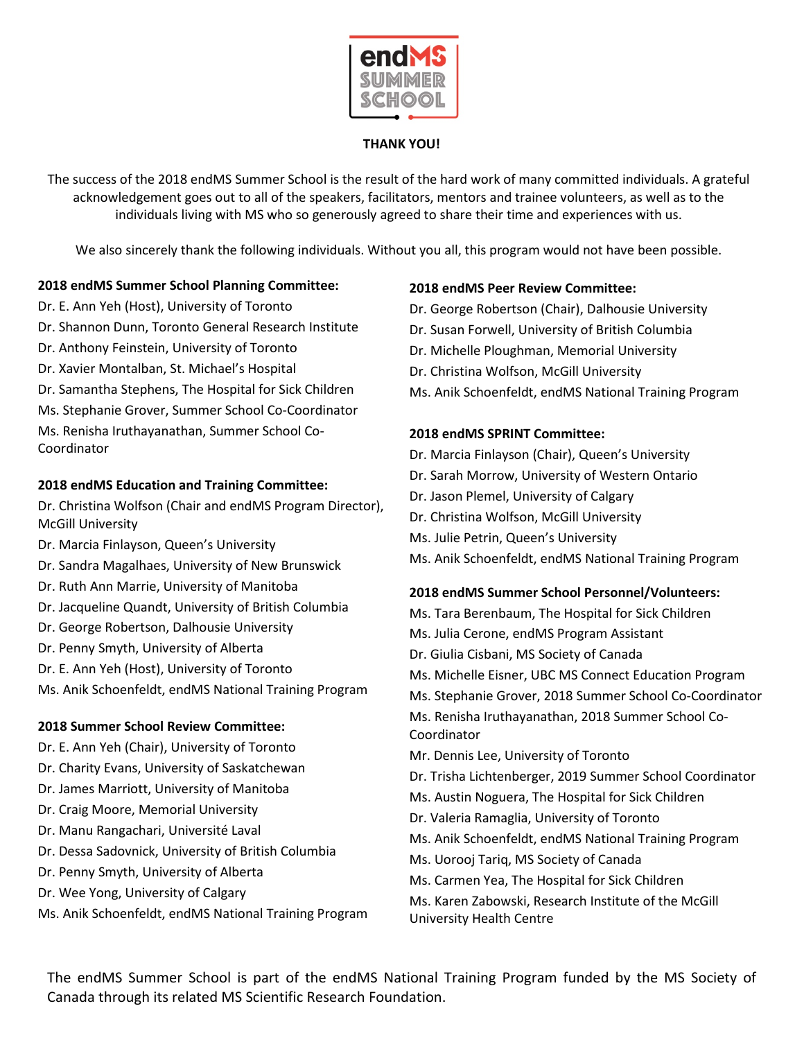**THANK YOU!**

The success of the 2018 endMS Summer School is the result of the hard work of many committed individuals. A grateful acknowledgement goes out to all of the speakers, facilitators, mentors and trainee volunteers, as well as to the individuals living with MS who so generously agreed to share their time and experiences with us.

We also sincerely thank the following individuals. Without you all, this program would not have been possible.

**2018 endMS Summer School Planning Committee:**

Dr. E. Ann Yeh (Host), University of Toronto
Dr. Shannon Dunn, Toronto General Research Institute
Dr. Anthony Feinstein, University of Toronto
Dr. Xavier Montalban, St. Michael's Hospital
Dr. Samantha Stephens, The Hospital for Sick Children
Ms. Stephanie Grover, Summer School Co-Coordinator
Ms. Renisha Iruthayanathan, Summer School Co-Coordinator

**2018 endMS Education and Training Committee:**

Dr. Christina Wolfson (Chair and endMS Program Director), McGill University
Dr. Marcia Finlayson, Queen's University
Dr. Sandra Magalhaes, University of New Brunswick
Dr. Ruth Ann Marrie, University of Manitoba
Dr. Jacqueline Quandt, University of British Columbia
Dr. George Robertson, Dalhousie University
Dr. Penny Smyth, University of Alberta
Dr. E. Ann Yeh (Host), University of Toronto
Ms. Anik Schoenfeldt, endMS National Training Program

**2018 Summer School Review Committee:**

Dr. E. Ann Yeh (Chair), University of Toronto
Dr. Charity Evans, University of Saskatchewan
Dr. James Marriott, University of Manitoba
Dr. Craig Moore, Memorial University
Dr. Manu Rangachari, Université Laval
Dr. Dessa Sadovnick, University of British Columbia
Dr. Penny Smyth, University of Alberta
Dr. Wee Yong, University of Calgary
Ms. Anik Schoenfeldt, endMS National Training Program

**2018 endMS Peer Review Committee:**

Dr. George Robertson (Chair), Dalhousie University
Dr. Susan Forwell, University of British Columbia
Dr. Michelle Ploughman, Memorial University
Dr. Christina Wolfson, McGill University
Ms. Anik Schoenfeldt, endMS National Training Program

**2018 endMS SPRINT Committee:**

Dr. Marcia Finlayson (Chair), Queen's University
Dr. Sarah Morrow, University of Western Ontario
Dr. Jason Plemel, University of Calgary
Dr. Christina Wolfson, McGill University
Ms. Julie Petrin, Queen's University
Ms. Anik Schoenfeldt, endMS National Training Program

**2018 endMS Summer School Personnel/Volunteers:**

Ms. Tara Berenbaum, The Hospital for Sick Children
Ms. Julia Cerone, endMS Program Assistant
Dr. Giulia Cisbani, MS Society of Canada
Ms. Michelle Eisner, UBC MS Connect Education Program
Ms. Stephanie Grover, 2018 Summer School Co-Coordinator
Ms. Renisha Iruthayanathan, 2018 Summer School Co-Coordinator
Mr. Dennis Lee, University of Toronto
Dr. Trisha Lichtenberger, 2019 Summer School Coordinator
Ms. Austin Noguera, The Hospital for Sick Children
Dr. Valeria Ramaglia, University of Toronto
Ms. Anik Schoenfeldt, endMS National Training Program
Ms. Uorooj Tariq, MS Society of Canada
Ms. Carmen Yea, The Hospital for Sick Children
Ms. Karen Zabowski, Research Institute of the McGill University Health Centre

The endMS Summer School is part of the endMS National Training Program funded by the MS Society of Canada through its related MS Scientific Research Foundation.